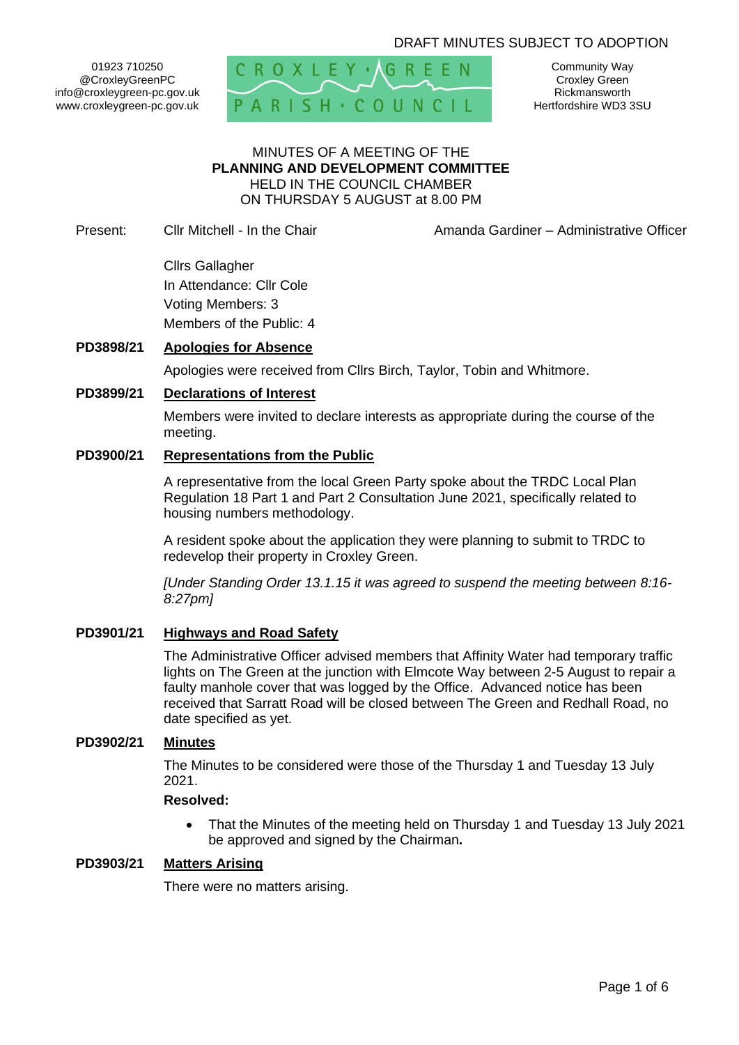DRAFT MINUTES SUBJECT TO ADOPTION

01923 710250
@CroxleyGreenPC
info@croxleygreen-pc.gov.uk
www.croxleygreen-pc.gov.uk

CROXLEY GREEN PARISH COUNCIL

Community Way
Croxley Green
Rickmansworth
Hertfordshire WD3 3SU

MINUTES OF A MEETING OF THE
**PLANNING AND DEVELOPMENT COMMITTEE**
HELD IN THE COUNCIL CHAMBER
ON THURSDAY 5 AUGUST at 8.00 PM

Present: Cllr Mitchell - In the Chair — Amanda Gardiner – Administrative Officer

Cllrs Gallagher
In Attendance: Cllr Cole
Voting Members: 3
Members of the Public: 4

**PD3898/21 Apologies for Absence**

Apologies were received from Cllrs Birch, Taylor, Tobin and Whitmore.

**PD3899/21 Declarations of Interest**

Members were invited to declare interests as appropriate during the course of the meeting.

**PD3900/21 Representations from the Public**

A representative from the local Green Party spoke about the TRDC Local Plan Regulation 18 Part 1 and Part 2 Consultation June 2021, specifically related to housing numbers methodology.

A resident spoke about the application they were planning to submit to TRDC to redevelop their property in Croxley Green.

*[Under Standing Order 13.1.15 it was agreed to suspend the meeting between 8:16-8:27pm]*

**PD3901/21 Highways and Road Safety**

The Administrative Officer advised members that Affinity Water had temporary traffic lights on The Green at the junction with Elmcote Way between 2-5 August to repair a faulty manhole cover that was logged by the Office. Advanced notice has been received that Sarratt Road will be closed between The Green and Redhall Road, no date specified as yet.

**PD3902/21 Minutes**

The Minutes to be considered were those of the Thursday 1 and Tuesday 13 July 2021.

**Resolved:**

- That the Minutes of the meeting held on Thursday 1 and Tuesday 13 July 2021 be approved and signed by the Chairman**.**

**PD3903/21 Matters Arising**

There were no matters arising.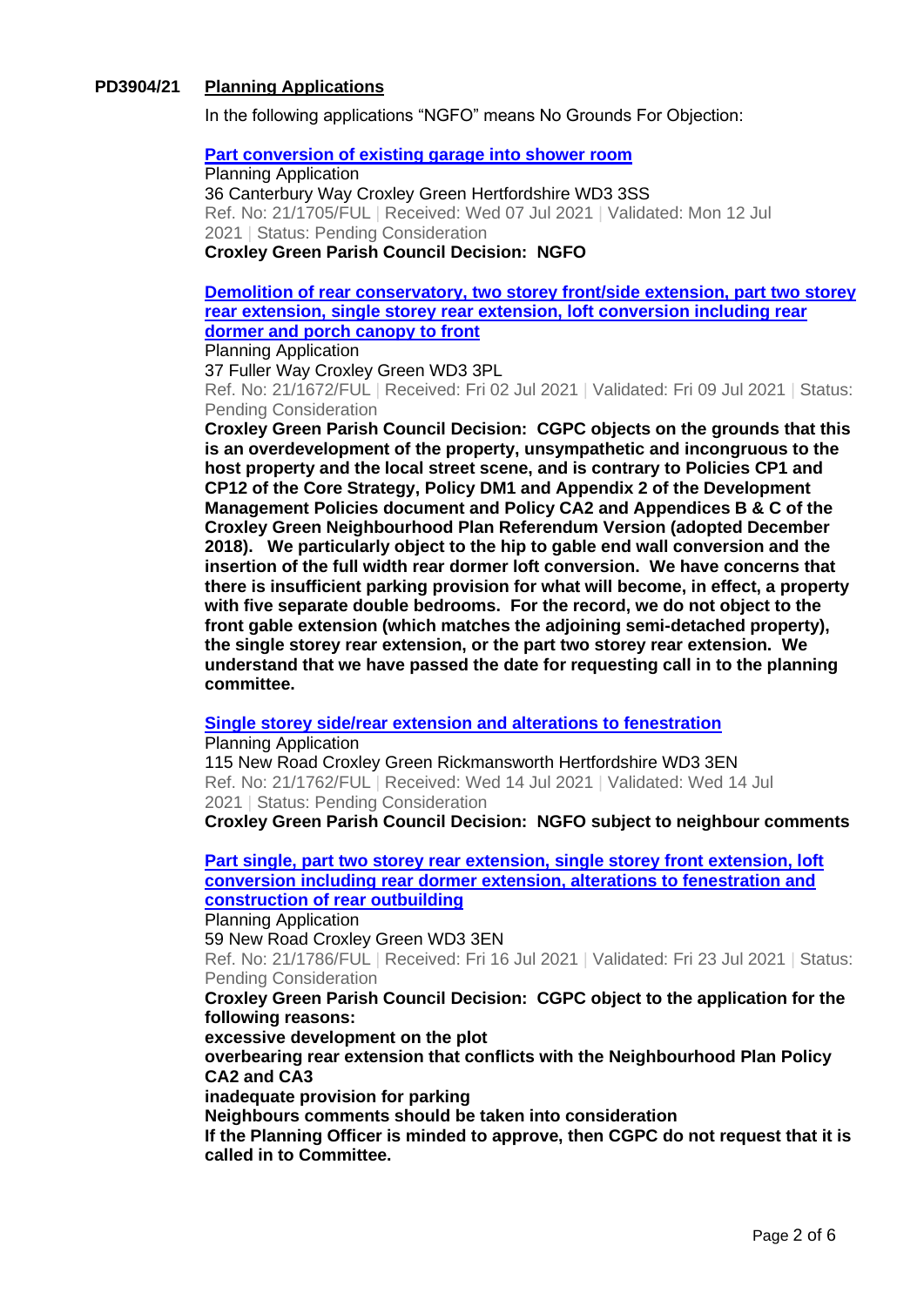**PD3904/21 Planning Applications**

In the following applications "NGFO" means No Grounds For Objection:

**Part conversion of existing garage into shower room**

Planning Application
36 Canterbury Way Croxley Green Hertfordshire WD3 3SS
Ref. No: 21/1705/FUL | Received: Wed 07 Jul 2021 | Validated: Mon 12 Jul 2021 | Status: Pending Consideration

**Croxley Green Parish Council Decision: NGFO**

**Demolition of rear conservatory, two storey front/side extension, part two storey rear extension, single storey rear extension, loft conversion including rear dormer and porch canopy to front**

Planning Application
37 Fuller Way Croxley Green WD3 3PL
Ref. No: 21/1672/FUL | Received: Fri 02 Jul 2021 | Validated: Fri 09 Jul 2021 | Status: Pending Consideration

**Croxley Green Parish Council Decision: CGPC objects on the grounds that this is an overdevelopment of the property, unsympathetic and incongruous to the host property and the local street scene, and is contrary to Policies CP1 and CP12 of the Core Strategy, Policy DM1 and Appendix 2 of the Development Management Policies document and Policy CA2 and Appendices B & C of the Croxley Green Neighbourhood Plan Referendum Version (adopted December 2018). We particularly object to the hip to gable end wall conversion and the insertion of the full width rear dormer loft conversion. We have concerns that there is insufficient parking provision for what will become, in effect, a property with five separate double bedrooms. For the record, we do not object to the front gable extension (which matches the adjoining semi-detached property), the single storey rear extension, or the part two storey rear extension. We understand that we have passed the date for requesting call in to the planning committee.**

**Single storey side/rear extension and alterations to fenestration**

Planning Application
115 New Road Croxley Green Rickmansworth Hertfordshire WD3 3EN
Ref. No: 21/1762/FUL | Received: Wed 14 Jul 2021 | Validated: Wed 14 Jul 2021 | Status: Pending Consideration

**Croxley Green Parish Council Decision: NGFO subject to neighbour comments**

**Part single, part two storey rear extension, single storey front extension, loft conversion including rear dormer extension, alterations to fenestration and construction of rear outbuilding**

Planning Application
59 New Road Croxley Green WD3 3EN
Ref. No: 21/1786/FUL | Received: Fri 16 Jul 2021 | Validated: Fri 23 Jul 2021 | Status: Pending Consideration

**Croxley Green Parish Council Decision: CGPC object to the application for the following reasons:**
**excessive development on the plot**
**overbearing rear extension that conflicts with the Neighbourhood Plan Policy CA2 and CA3**
**inadequate provision for parking**
**Neighbours comments should be taken into consideration**
**If the Planning Officer is minded to approve, then CGPC do not request that it is called in to Committee.**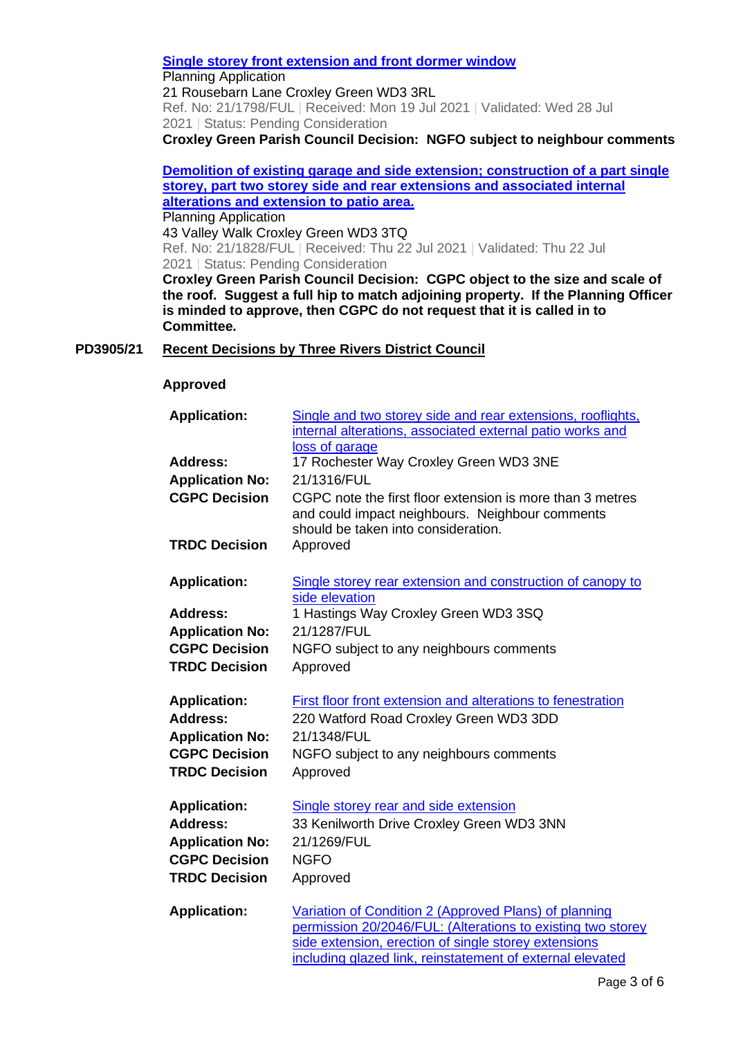**Single storey front extension and front dormer window**
Planning Application
21 Rousebarn Lane Croxley Green WD3 3RL
Ref. No: 21/1798/FUL | Received: Mon 19 Jul 2021 | Validated: Wed 28 Jul 2021 | Status: Pending Consideration
**Croxley Green Parish Council Decision: NGFO subject to neighbour comments**

**Demolition of existing garage and side extension; construction of a part single storey, part two storey side and rear extensions and associated internal alterations and extension to patio area.**
Planning Application
43 Valley Walk Croxley Green WD3 3TQ
Ref. No: 21/1828/FUL | Received: Thu 22 Jul 2021 | Validated: Thu 22 Jul 2021 | Status: Pending Consideration
**Croxley Green Parish Council Decision: CGPC object to the size and scale of the roof. Suggest a full hip to match adjoining property. If the Planning Officer is minded to approve, then CGPC do not request that it is called in to Committee.**

**PD3905/21 Recent Decisions by Three Rivers District Council**

**Approved**

| | |
|---|---|
| **Application:** | Single and two storey side and rear extensions, rooflights, internal alterations, associated external patio works and loss of garage |
| **Address:** | 17 Rochester Way Croxley Green WD3 3NE |
| **Application No:** | 21/1316/FUL |
| **CGPC Decision** | CGPC note the first floor extension is more than 3 metres and could impact neighbours. Neighbour comments should be taken into consideration. |
| **TRDC Decision** | Approved |

| | |
|---|---|
| **Application:** | Single storey rear extension and construction of canopy to side elevation |
| **Address:** | 1 Hastings Way Croxley Green WD3 3SQ |
| **Application No:** | 21/1287/FUL |
| **CGPC Decision** | NGFO subject to any neighbours comments |
| **TRDC Decision** | Approved |

| | |
|---|---|
| **Application:** | First floor front extension and alterations to fenestration |
| **Address:** | 220 Watford Road Croxley Green WD3 3DD |
| **Application No:** | 21/1348/FUL |
| **CGPC Decision** | NGFO subject to any neighbours comments |
| **TRDC Decision** | Approved |

| | |
|---|---|
| **Application:** | Single storey rear and side extension |
| **Address:** | 33 Kenilworth Drive Croxley Green WD3 3NN |
| **Application No:** | 21/1269/FUL |
| **CGPC Decision** | NGFO |
| **TRDC Decision** | Approved |

| | |
|---|---|
| **Application:** | Variation of Condition 2 (Approved Plans) of planning permission 20/2046/FUL: (Alterations to existing two storey side extension, erection of single storey extensions including glazed link, reinstatement of external elevated |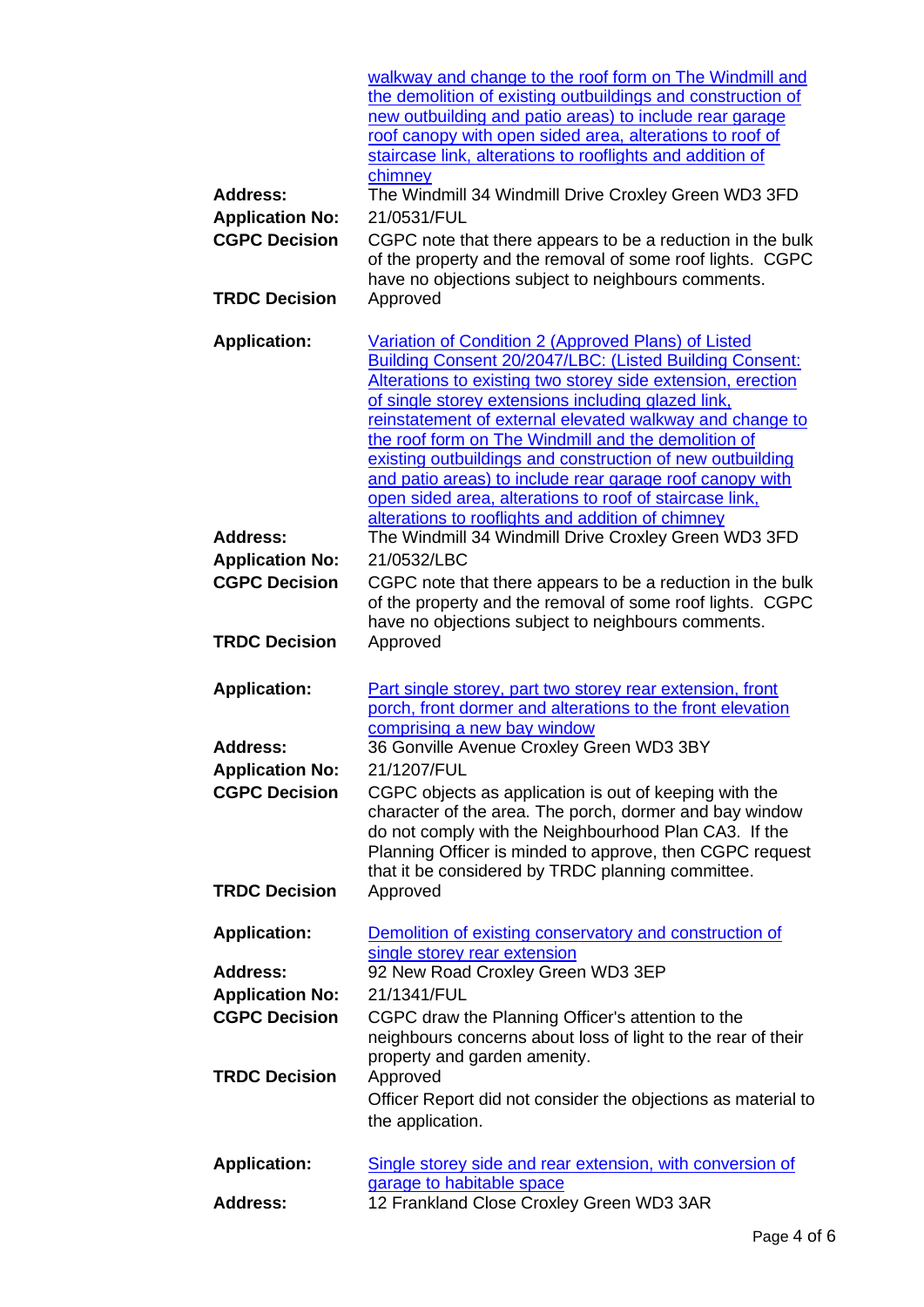walkway and change to the roof form on The Windmill and the demolition of existing outbuildings and construction of new outbuilding and patio areas) to include rear garage roof canopy with open sided area, alterations to roof of staircase link, alterations to rooflights and addition of chimney

**Address:** The Windmill 34 Windmill Drive Croxley Green WD3 3FD

**Application No:** 21/0531/FUL

**CGPC Decision** CGPC note that there appears to be a reduction in the bulk of the property and the removal of some roof lights. CGPC have no objections subject to neighbours comments.

**TRDC Decision** Approved

**Application:** Variation of Condition 2 (Approved Plans) of Listed Building Consent 20/2047/LBC: (Listed Building Consent: Alterations to existing two storey side extension, erection of single storey extensions including glazed link, reinstatement of external elevated walkway and change to the roof form on The Windmill and the demolition of existing outbuildings and construction of new outbuilding and patio areas) to include rear garage roof canopy with open sided area, alterations to roof of staircase link, alterations to rooflights and addition of chimney

**Address:** The Windmill 34 Windmill Drive Croxley Green WD3 3FD

**Application No:** 21/0532/LBC

**CGPC Decision** CGPC note that there appears to be a reduction in the bulk of the property and the removal of some roof lights. CGPC have no objections subject to neighbours comments.

**TRDC Decision** Approved

**Application:** Part single storey, part two storey rear extension, front porch, front dormer and alterations to the front elevation comprising a new bay window

**Address:** 36 Gonville Avenue Croxley Green WD3 3BY

**Application No:** 21/1207/FUL

**CGPC Decision** CGPC objects as application is out of keeping with the character of the area. The porch, dormer and bay window do not comply with the Neighbourhood Plan CA3. If the Planning Officer is minded to approve, then CGPC request that it be considered by TRDC planning committee.

**TRDC Decision** Approved

**Application:** Demolition of existing conservatory and construction of single storey rear extension

**Address:** 92 New Road Croxley Green WD3 3EP

**Application No:** 21/1341/FUL

**CGPC Decision** CGPC draw the Planning Officer's attention to the neighbours concerns about loss of light to the rear of their property and garden amenity.

**TRDC Decision** Approved

Officer Report did not consider the objections as material to the application.

**Application:** Single storey side and rear extension, with conversion of garage to habitable space

**Address:** 12 Frankland Close Croxley Green WD3 3AR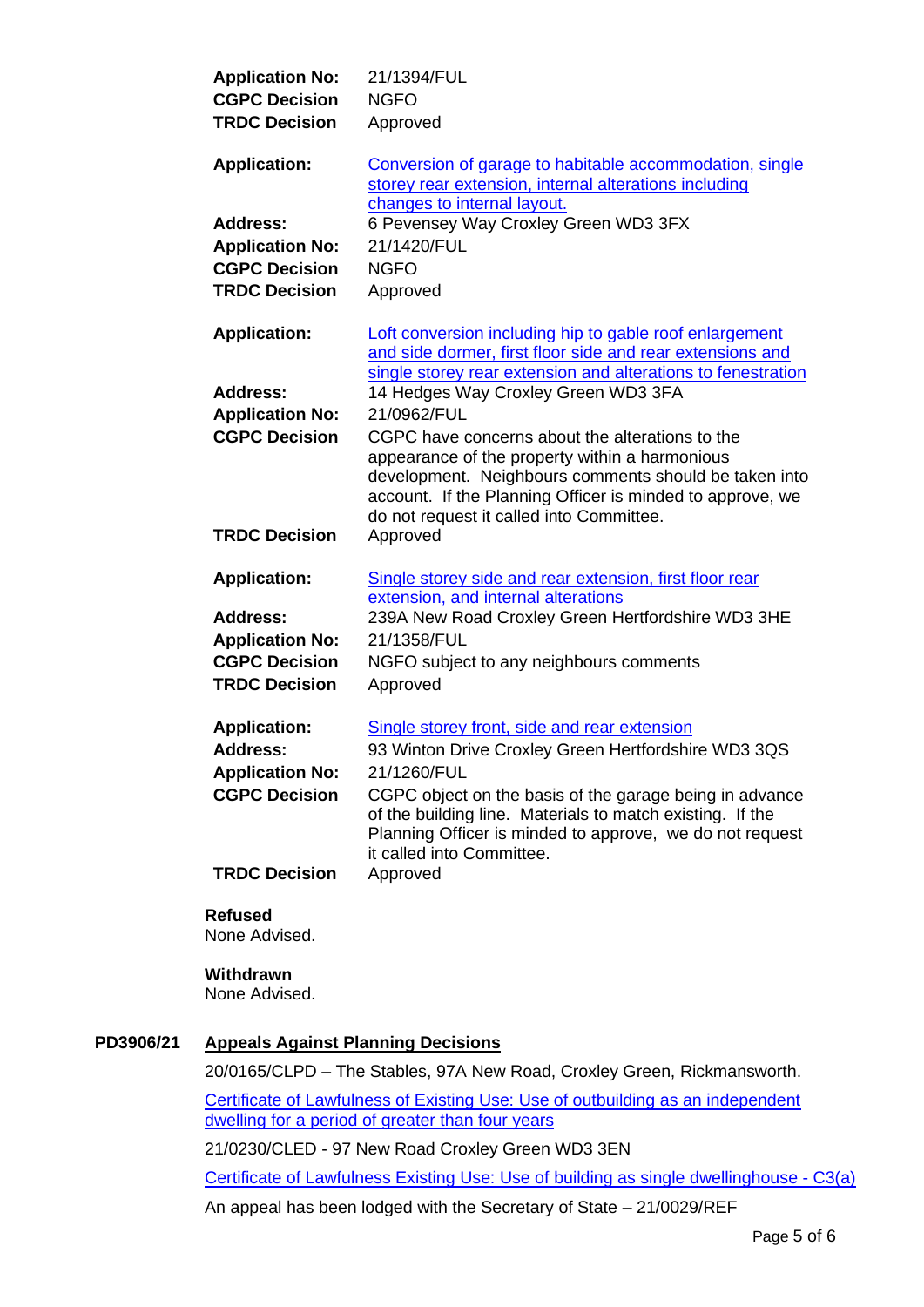**Application No:** 21/1394/FUL
**CGPC Decision** NGFO
**TRDC Decision** Approved

**Application:** Conversion of garage to habitable accommodation, single storey rear extension, internal alterations including changes to internal layout.
**Address:** 6 Pevensey Way Croxley Green WD3 3FX
**Application No:** 21/1420/FUL
**CGPC Decision** NGFO
**TRDC Decision** Approved

**Application:** Loft conversion including hip to gable roof enlargement and side dormer, first floor side and rear extensions and single storey rear extension and alterations to fenestration
**Address:** 14 Hedges Way Croxley Green WD3 3FA
**Application No:** 21/0962/FUL
**CGPC Decision** CGPC have concerns about the alterations to the appearance of the property within a harmonious development. Neighbours comments should be taken into account. If the Planning Officer is minded to approve, we do not request it called into Committee.
**TRDC Decision** Approved

**Application:** Single storey side and rear extension, first floor rear extension, and internal alterations
**Address:** 239A New Road Croxley Green Hertfordshire WD3 3HE
**Application No:** 21/1358/FUL
**CGPC Decision** NGFO subject to any neighbours comments
**TRDC Decision** Approved

**Application:** Single storey front, side and rear extension
**Address:** 93 Winton Drive Croxley Green Hertfordshire WD3 3QS
**Application No:** 21/1260/FUL
**CGPC Decision** CGPC object on the basis of the garage being in advance of the building line. Materials to match existing. If the Planning Officer is minded to approve, we do not request it called into Committee.
**TRDC Decision** Approved

**Refused**
None Advised.

**Withdrawn**
None Advised.

**PD3906/21** **Appeals Against Planning Decisions**

20/0165/CLPD – The Stables, 97A New Road, Croxley Green, Rickmansworth.

Certificate of Lawfulness of Existing Use: Use of outbuilding as an independent dwelling for a period of greater than four years

21/0230/CLED - 97 New Road Croxley Green WD3 3EN

Certificate of Lawfulness Existing Use: Use of building as single dwellinghouse - C3(a)

An appeal has been lodged with the Secretary of State – 21/0029/REF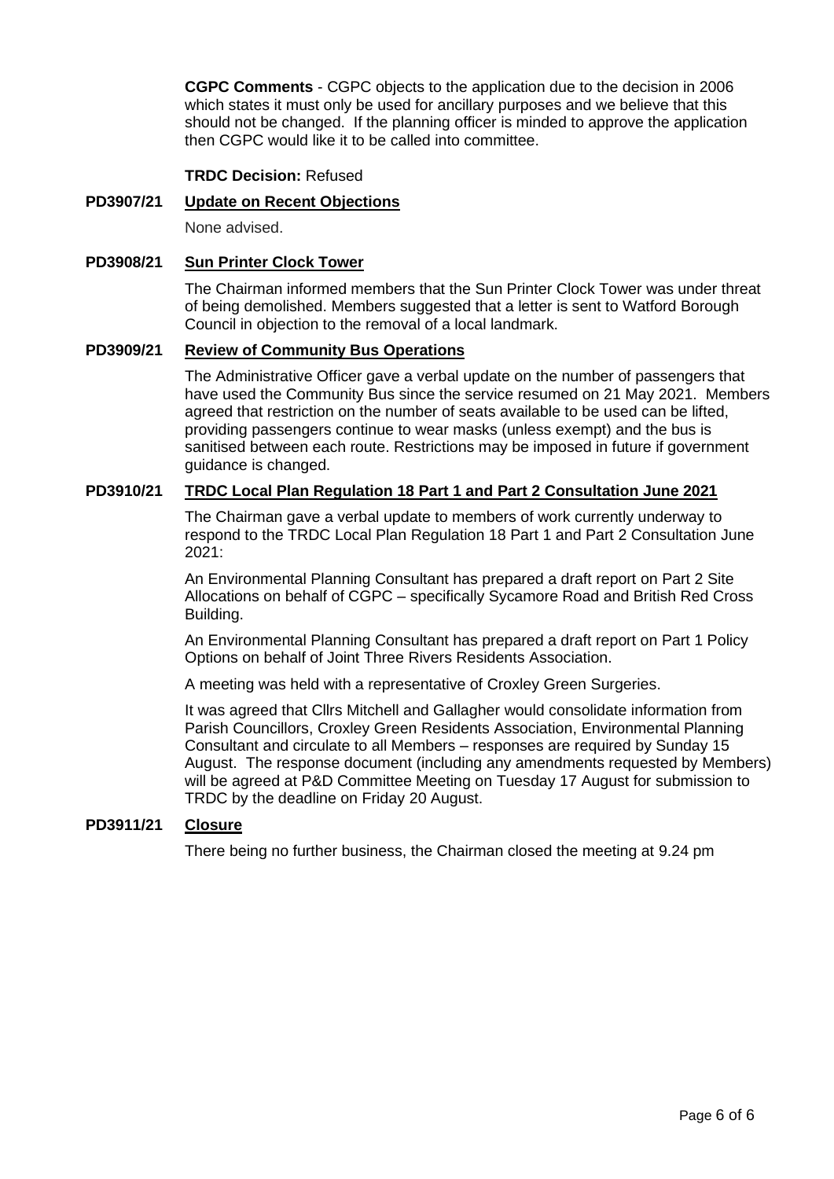**CGPC Comments** - CGPC objects to the application due to the decision in 2006 which states it must only be used for ancillary purposes and we believe that this should not be changed. If the planning officer is minded to approve the application then CGPC would like it to be called into committee.

**TRDC Decision:** Refused

**PD3907/21 Update on Recent Objections**

None advised.

**PD3908/21 Sun Printer Clock Tower**

The Chairman informed members that the Sun Printer Clock Tower was under threat of being demolished. Members suggested that a letter is sent to Watford Borough Council in objection to the removal of a local landmark.

**PD3909/21 Review of Community Bus Operations**

The Administrative Officer gave a verbal update on the number of passengers that have used the Community Bus since the service resumed on 21 May 2021. Members agreed that restriction on the number of seats available to be used can be lifted, providing passengers continue to wear masks (unless exempt) and the bus is sanitised between each route. Restrictions may be imposed in future if government guidance is changed.

**PD3910/21 TRDC Local Plan Regulation 18 Part 1 and Part 2 Consultation June 2021**

The Chairman gave a verbal update to members of work currently underway to respond to the TRDC Local Plan Regulation 18 Part 1 and Part 2 Consultation June 2021:

An Environmental Planning Consultant has prepared a draft report on Part 2 Site Allocations on behalf of CGPC – specifically Sycamore Road and British Red Cross Building.

An Environmental Planning Consultant has prepared a draft report on Part 1 Policy Options on behalf of Joint Three Rivers Residents Association.

A meeting was held with a representative of Croxley Green Surgeries.

It was agreed that Cllrs Mitchell and Gallagher would consolidate information from Parish Councillors, Croxley Green Residents Association, Environmental Planning Consultant and circulate to all Members – responses are required by Sunday 15 August. The response document (including any amendments requested by Members) will be agreed at P&D Committee Meeting on Tuesday 17 August for submission to TRDC by the deadline on Friday 20 August.

**PD3911/21 Closure**

There being no further business, the Chairman closed the meeting at 9.24 pm